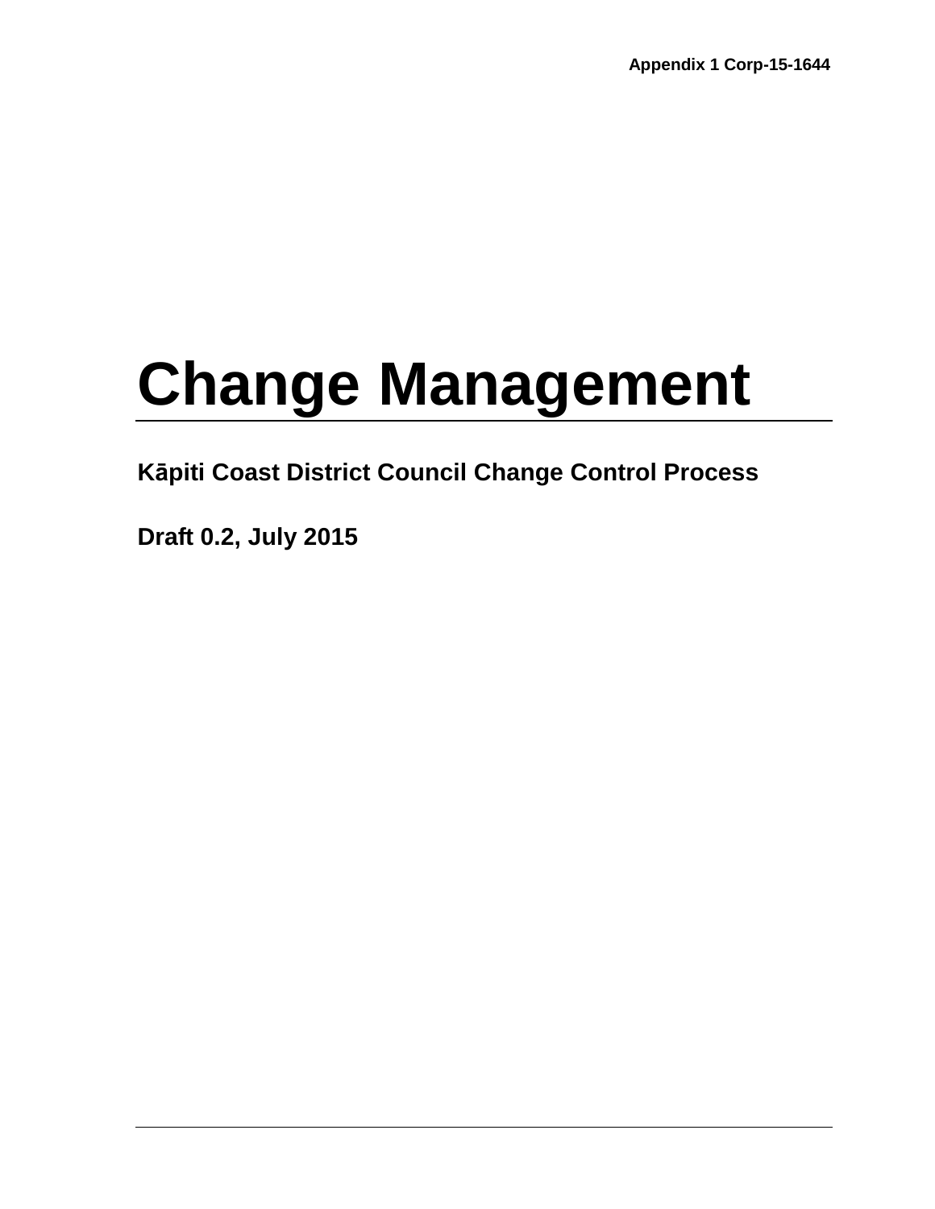Appendix 1 Corp-15-1644

# Change Management

**Kāpiti Coast District Council Change Control Process**

**Draft 0.2, July 2015**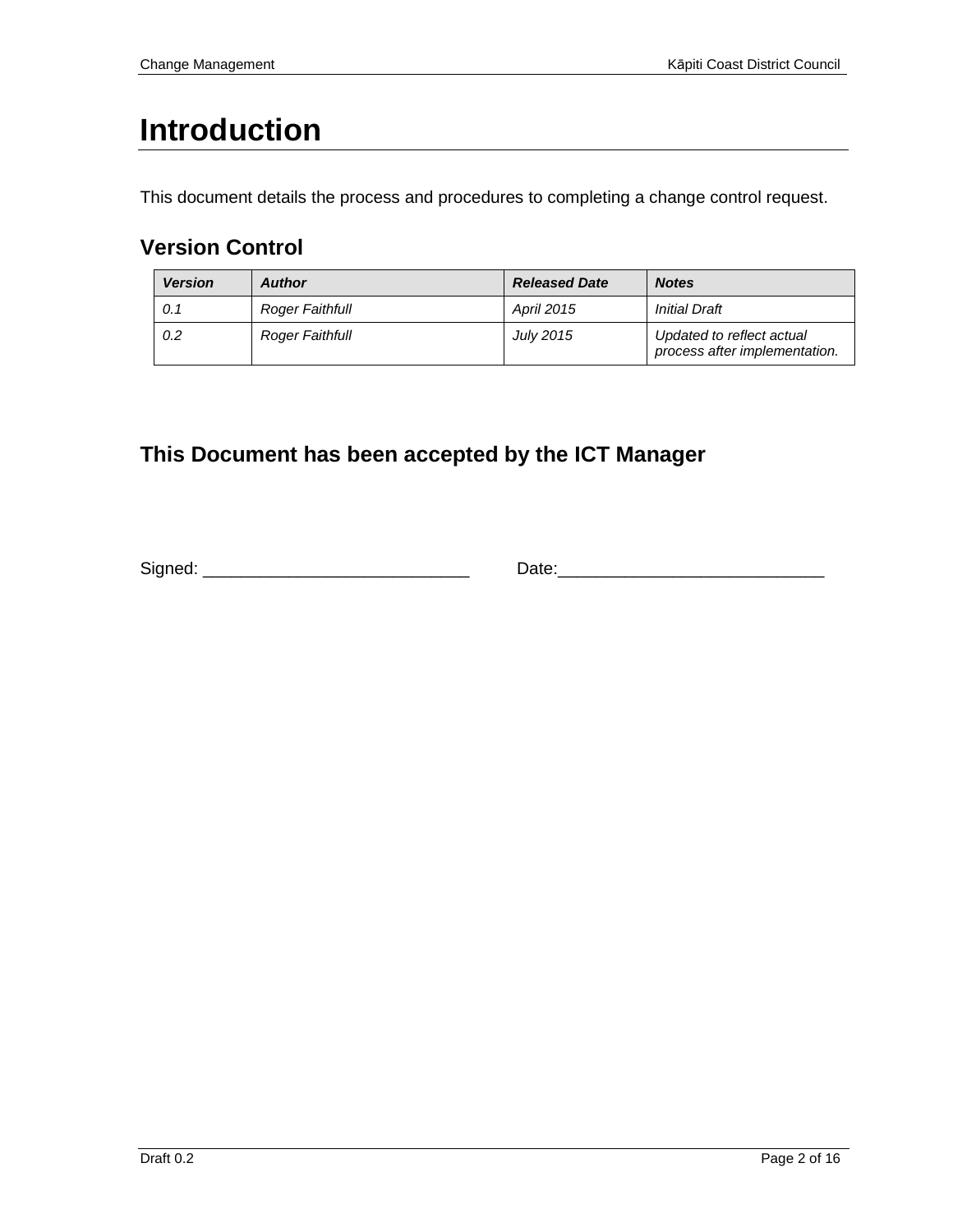# Introduction

This document details the process and procedures to completing a change control request.

## Version Control

| *Version* | *Author* | *Released Date* | *Notes* |
|---|---|---|---|
| *0.1* | *Roger Faithfull* | *April 2015* | *Initial Draft* |
| *0.2* | *Roger Faithfull* | *July 2015* | *Updated to reflect actual process after implementation.* |

## This Document has been accepted by the ICT Manager

Signed: ____________________________ Date:____________________________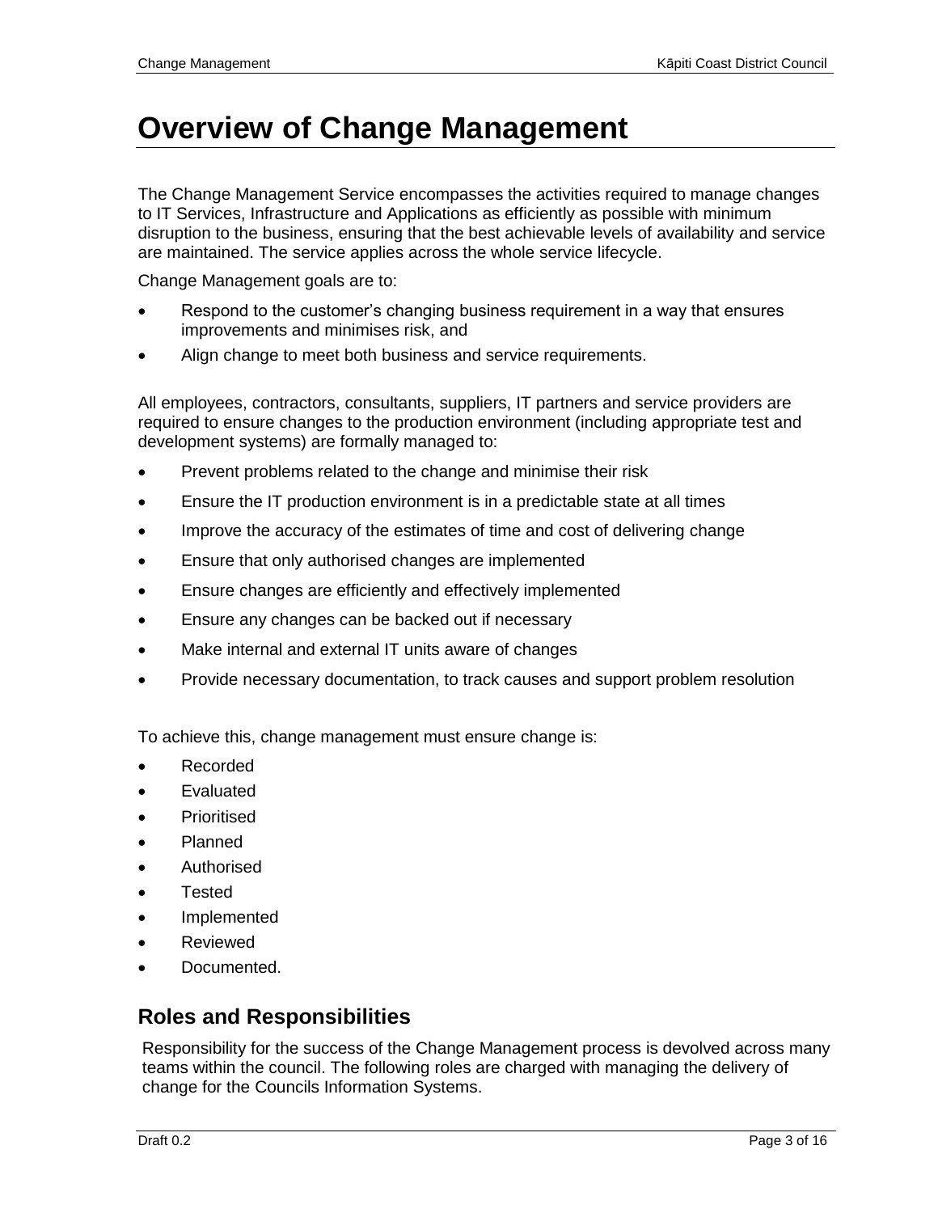# Overview of Change Management

The Change Management Service encompasses the activities required to manage changes to IT Services, Infrastructure and Applications as efficiently as possible with minimum disruption to the business, ensuring that the best achievable levels of availability and service are maintained. The service applies across the whole service lifecycle.

Change Management goals are to:

- Respond to the customer's changing business requirement in a way that ensures improvements and minimises risk, and
- Align change to meet both business and service requirements.

All employees, contractors, consultants, suppliers, IT partners and service providers are required to ensure changes to the production environment (including appropriate test and development systems) are formally managed to:

- Prevent problems related to the change and minimise their risk
- Ensure the IT production environment is in a predictable state at all times
- Improve the accuracy of the estimates of time and cost of delivering change
- Ensure that only authorised changes are implemented
- Ensure changes are efficiently and effectively implemented
- Ensure any changes can be backed out if necessary
- Make internal and external IT units aware of changes
- Provide necessary documentation, to track causes and support problem resolution

To achieve this, change management must ensure change is:

- Recorded
- Evaluated
- Prioritised
- Planned
- Authorised
- Tested
- Implemented
- Reviewed
- Documented.

## Roles and Responsibilities

Responsibility for the success of the Change Management process is devolved across many teams within the council. The following roles are charged with managing the delivery of change for the Councils Information Systems.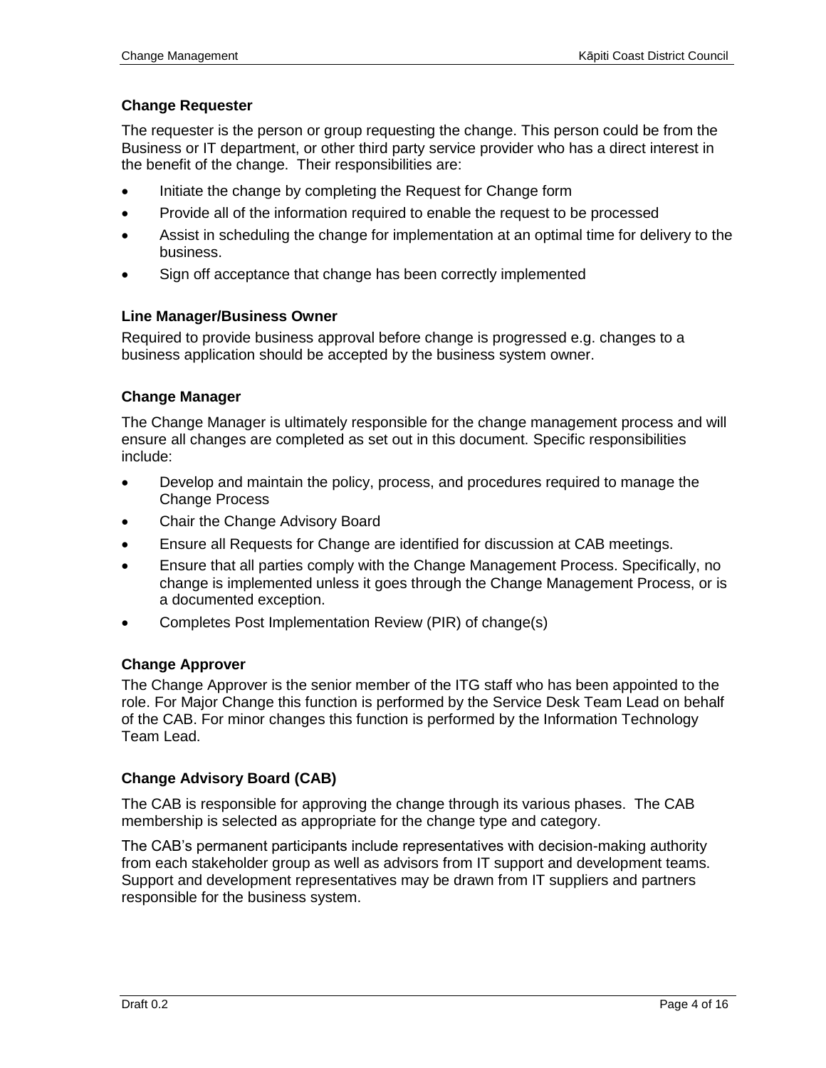### Change Requester

The requester is the person or group requesting the change. This person could be from the Business or IT department, or other third party service provider who has a direct interest in the benefit of the change. Their responsibilities are:

- Initiate the change by completing the Request for Change form
- Provide all of the information required to enable the request to be processed
- Assist in scheduling the change for implementation at an optimal time for delivery to the business.
- Sign off acceptance that change has been correctly implemented

### Line Manager/Business Owner

Required to provide business approval before change is progressed e.g. changes to a business application should be accepted by the business system owner.

### Change Manager

The Change Manager is ultimately responsible for the change management process and will ensure all changes are completed as set out in this document. Specific responsibilities include:

- Develop and maintain the policy, process, and procedures required to manage the Change Process
- Chair the Change Advisory Board
- Ensure all Requests for Change are identified for discussion at CAB meetings.
- Ensure that all parties comply with the Change Management Process. Specifically, no change is implemented unless it goes through the Change Management Process, or is a documented exception.
- Completes Post Implementation Review (PIR) of change(s)

### Change Approver

The Change Approver is the senior member of the ITG staff who has been appointed to the role. For Major Change this function is performed by the Service Desk Team Lead on behalf of the CAB. For minor changes this function is performed by the Information Technology Team Lead.

### Change Advisory Board (CAB)

The CAB is responsible for approving the change through its various phases. The CAB membership is selected as appropriate for the change type and category.

The CAB's permanent participants include representatives with decision-making authority from each stakeholder group as well as advisors from IT support and development teams. Support and development representatives may be drawn from IT suppliers and partners responsible for the business system.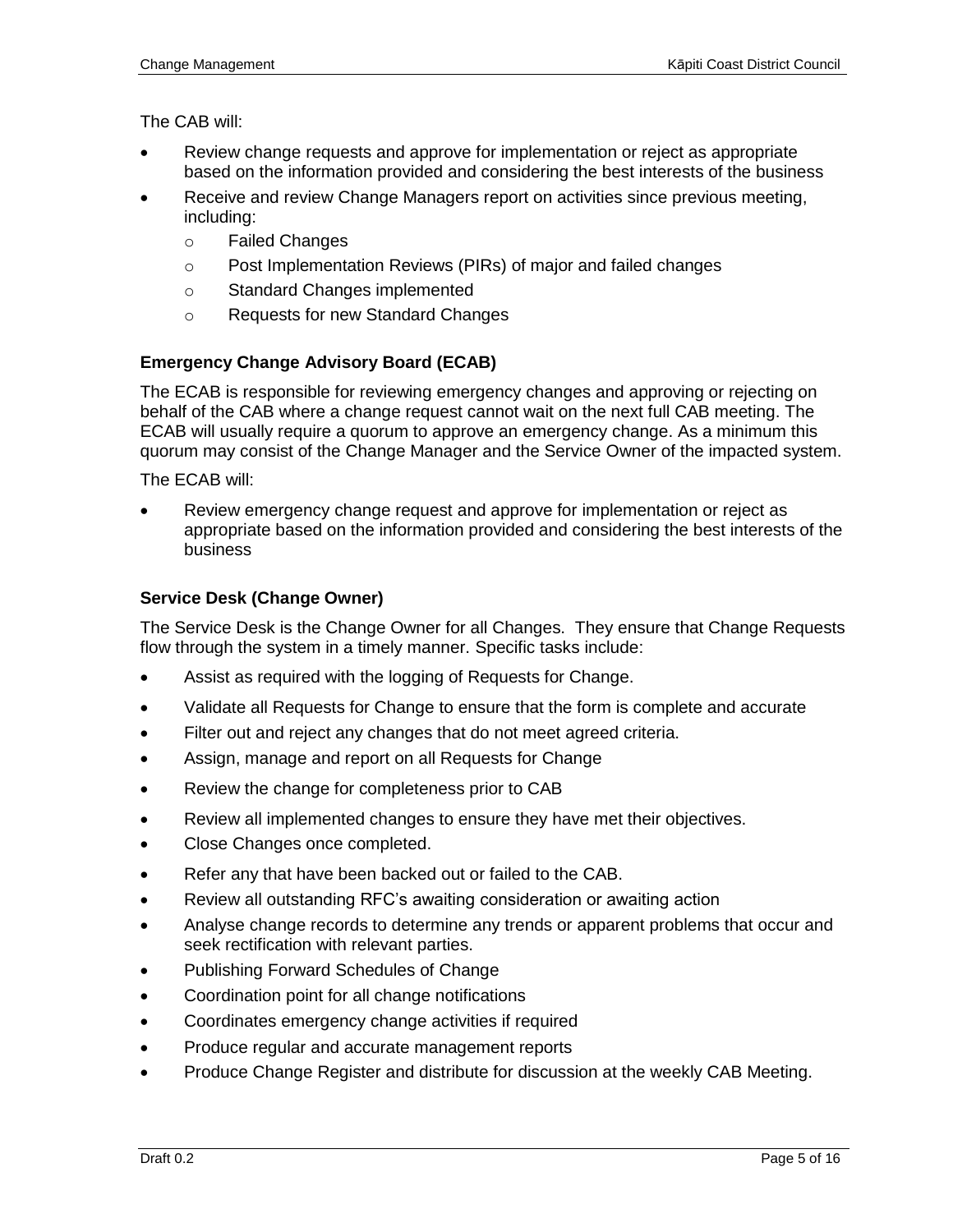The CAB will:

- Review change requests and approve for implementation or reject as appropriate based on the information provided and considering the best interests of the business
- Receive and review Change Managers report on activities since previous meeting, including:
  - Failed Changes
  - Post Implementation Reviews (PIRs) of major and failed changes
  - Standard Changes implemented
  - Requests for new Standard Changes

### Emergency Change Advisory Board (ECAB)

The ECAB is responsible for reviewing emergency changes and approving or rejecting on behalf of the CAB where a change request cannot wait on the next full CAB meeting. The ECAB will usually require a quorum to approve an emergency change. As a minimum this quorum may consist of the Change Manager and the Service Owner of the impacted system.

The ECAB will:

- Review emergency change request and approve for implementation or reject as appropriate based on the information provided and considering the best interests of the business

### Service Desk (Change Owner)

The Service Desk is the Change Owner for all Changes. They ensure that Change Requests flow through the system in a timely manner. Specific tasks include:

- Assist as required with the logging of Requests for Change.
- Validate all Requests for Change to ensure that the form is complete and accurate
- Filter out and reject any changes that do not meet agreed criteria.
- Assign, manage and report on all Requests for Change
- Review the change for completeness prior to CAB
- Review all implemented changes to ensure they have met their objectives.
- Close Changes once completed.
- Refer any that have been backed out or failed to the CAB.
- Review all outstanding RFC's awaiting consideration or awaiting action
- Analyse change records to determine any trends or apparent problems that occur and seek rectification with relevant parties.
- Publishing Forward Schedules of Change
- Coordination point for all change notifications
- Coordinates emergency change activities if required
- Produce regular and accurate management reports
- Produce Change Register and distribute for discussion at the weekly CAB Meeting.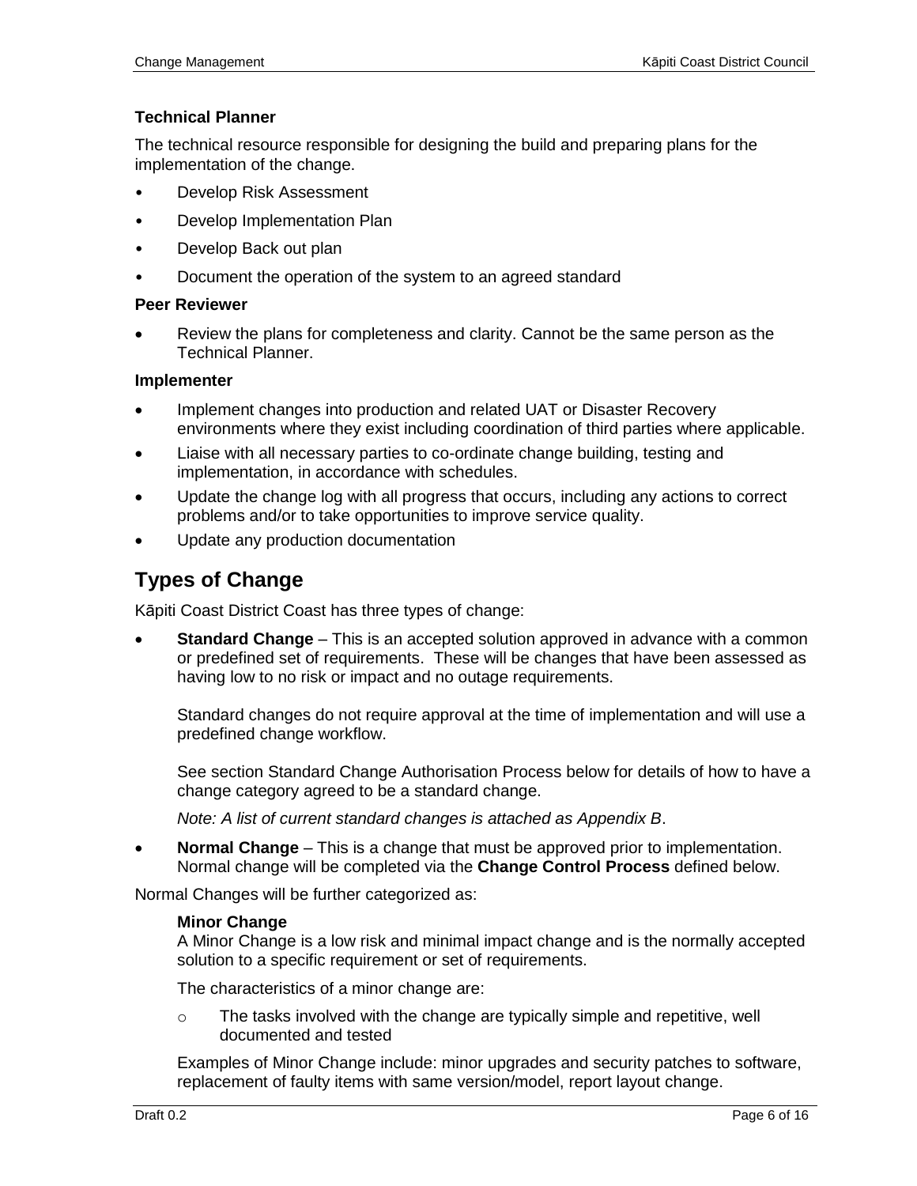**Technical Planner**

The technical resource responsible for designing the build and preparing plans for the implementation of the change.

- Develop Risk Assessment
- Develop Implementation Plan
- Develop Back out plan
- Document the operation of the system to an agreed standard

**Peer Reviewer**

- Review the plans for completeness and clarity. Cannot be the same person as the Technical Planner.

**Implementer**

- Implement changes into production and related UAT or Disaster Recovery environments where they exist including coordination of third parties where applicable.
- Liaise with all necessary parties to co-ordinate change building, testing and implementation, in accordance with schedules.
- Update the change log with all progress that occurs, including any actions to correct problems and/or to take opportunities to improve service quality.
- Update any production documentation

## Types of Change

Kāpiti Coast District Coast has three types of change:

- **Standard Change** – This is an accepted solution approved in advance with a common or predefined set of requirements. These will be changes that have been assessed as having low to no risk or impact and no outage requirements.

  Standard changes do not require approval at the time of implementation and will use a predefined change workflow.

  See section Standard Change Authorisation Process below for details of how to have a change category agreed to be a standard change.

  *Note: A list of current standard changes is attached as Appendix B*.

- **Normal Change** – This is a change that must be approved prior to implementation. Normal change will be completed via the **Change Control Process** defined below.

Normal Changes will be further categorized as:

**Minor Change**
A Minor Change is a low risk and minimal impact change and is the normally accepted solution to a specific requirement or set of requirements.

The characteristics of a minor change are:

- The tasks involved with the change are typically simple and repetitive, well documented and tested

Examples of Minor Change include: minor upgrades and security patches to software, replacement of faulty items with same version/model, report layout change.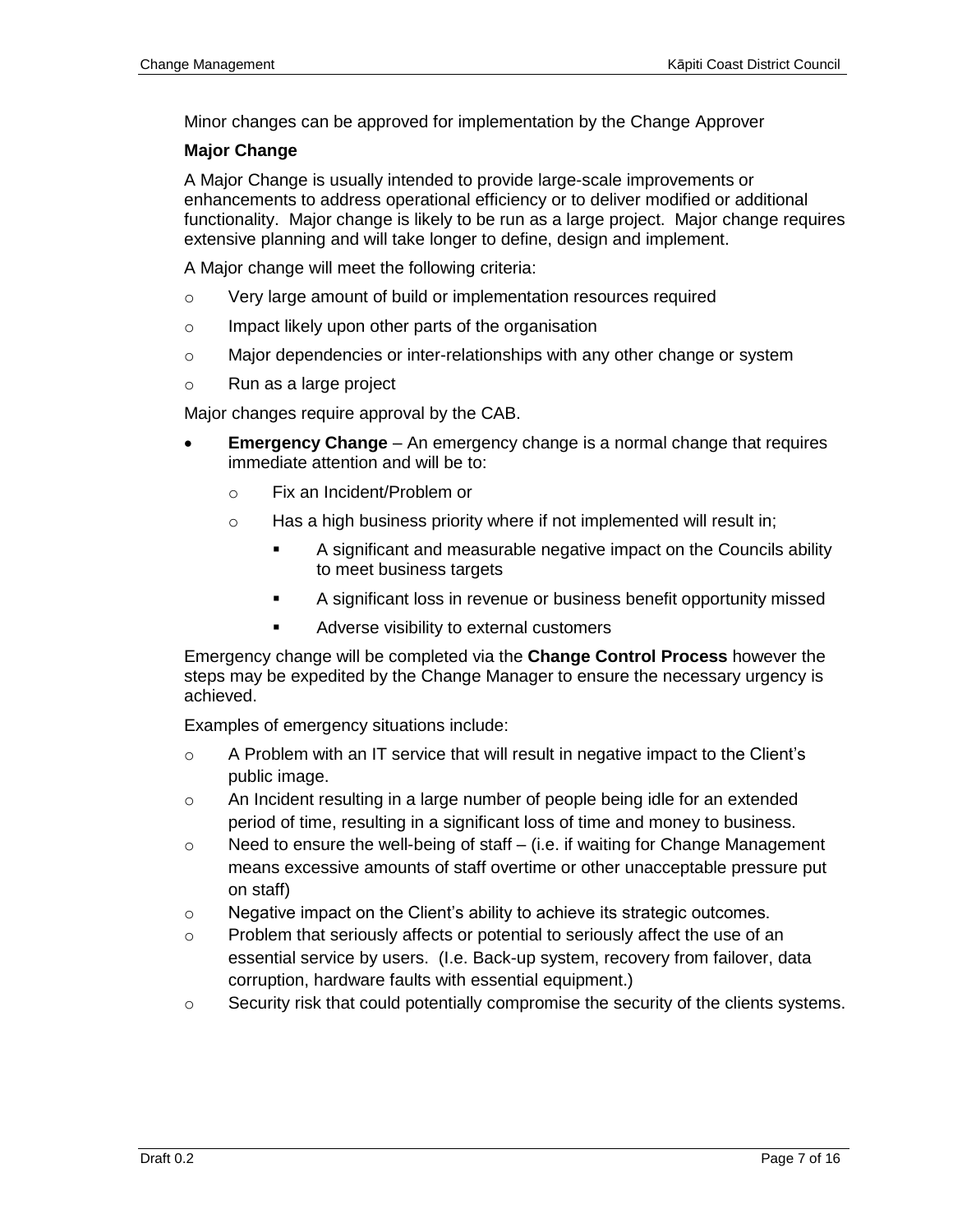Minor changes can be approved for implementation by the Change Approver

**Major Change**

A Major Change is usually intended to provide large-scale improvements or enhancements to address operational efficiency or to deliver modified or additional functionality. Major change is likely to be run as a large project. Major change requires extensive planning and will take longer to define, design and implement.

A Major change will meet the following criteria:

- Very large amount of build or implementation resources required
- Impact likely upon other parts of the organisation
- Major dependencies or inter-relationships with any other change or system
- Run as a large project

Major changes require approval by the CAB.

- **Emergency Change** – An emergency change is a normal change that requires immediate attention and will be to:
  - Fix an Incident/Problem or
  - Has a high business priority where if not implemented will result in;
    - A significant and measurable negative impact on the Councils ability to meet business targets
    - A significant loss in revenue or business benefit opportunity missed
    - Adverse visibility to external customers

Emergency change will be completed via the **Change Control Process** however the steps may be expedited by the Change Manager to ensure the necessary urgency is achieved.

Examples of emergency situations include:

- A Problem with an IT service that will result in negative impact to the Client's public image.
- An Incident resulting in a large number of people being idle for an extended period of time, resulting in a significant loss of time and money to business.
- Need to ensure the well-being of staff – (i.e. if waiting for Change Management means excessive amounts of staff overtime or other unacceptable pressure put on staff)
- Negative impact on the Client's ability to achieve its strategic outcomes.
- Problem that seriously affects or potential to seriously affect the use of an essential service by users. (I.e. Back-up system, recovery from failover, data corruption, hardware faults with essential equipment.)
- Security risk that could potentially compromise the security of the clients systems.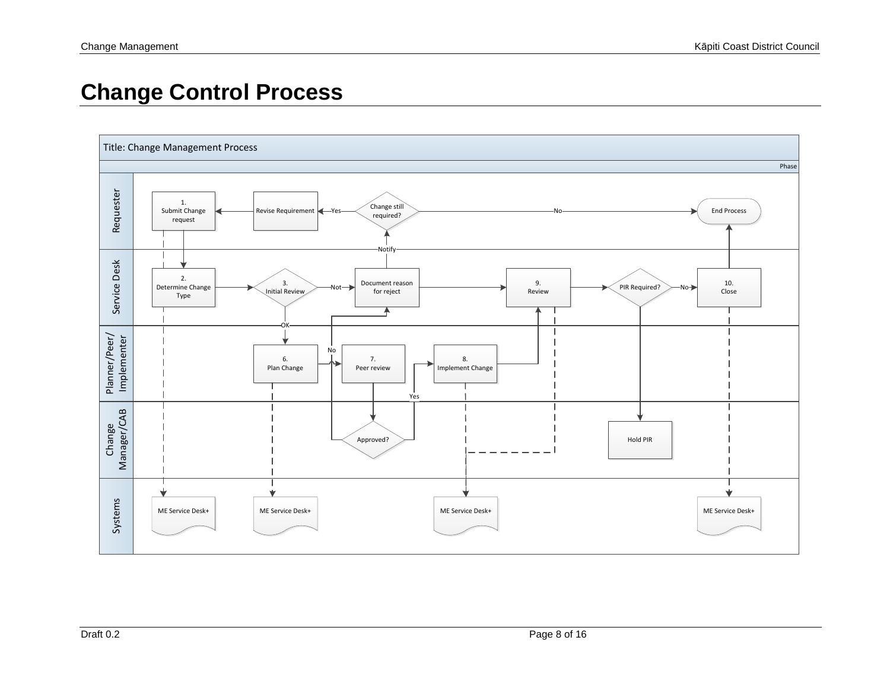# Change Control Process

Title: Change Management Process

Phase

| Swimlane | Steps |
| --- | --- |
| Requester | 1. Submit Change request; Revise Requirement; Change still required?; End Process |
| Service Desk | 2. Determine Change Type; 3. Initial Review; Document reason for reject; 9. Review; PIR Required?; 10. Close |
| Planner/Peer/ Implementer | 6. Plan Change; 7. Peer review; 8. Implement Change |
| Change Manager/CAB | Approved?; Hold PIR |
| Systems | ME Service Desk+; ME Service Desk+; ME Service Desk+; ME Service Desk+ |

Flow:

- 1. Submit Change request → 2. Determine Change Type → 3. Initial Review
- 3. Initial Review — Not → Document reason for reject
- 3. Initial Review — OK → 6. Plan Change → 7. Peer review → Approved?
- Approved? — Yes → 8. Implement Change → 9. Review
- Approved? — No → Document reason for reject
- Document reason for reject — Notify → Change still required?
- Document reason for reject → 9. Review
- Change still required? — Yes → Revise Requirement → 1. Submit Change request
- Change still required? — No → End Process
- 9. Review → PIR Required?
- PIR Required? — No → 10. Close → End Process
- PIR Required? → Hold PIR
- 1. Submit Change request, 6. Plan Change, 8. Implement Change, 9. Review and 10. Close → ME Service Desk+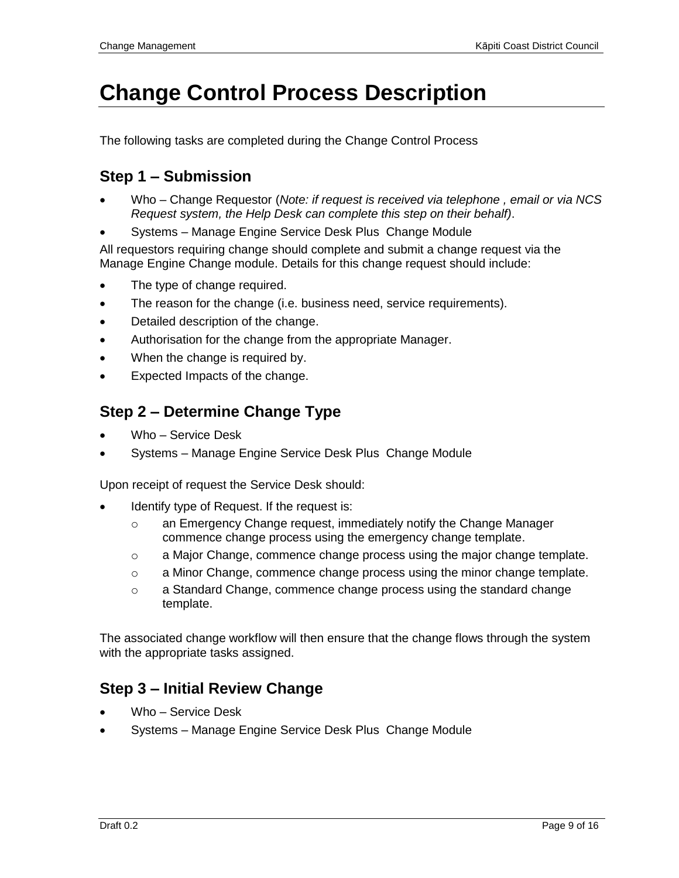# Change Control Process Description

The following tasks are completed during the Change Control Process

## Step 1 – Submission

- Who – Change Requestor (*Note: if request is received via telephone , email or via NCS Request system, the Help Desk can complete this step on their behalf)*.
- Systems – Manage Engine Service Desk Plus  Change Module

All requestors requiring change should complete and submit a change request via the Manage Engine Change module. Details for this change request should include:

- The type of change required.
- The reason for the change (i.e. business need, service requirements).
- Detailed description of the change.
- Authorisation for the change from the appropriate Manager.
- When the change is required by.
- Expected Impacts of the change.

## Step 2 – Determine Change Type

- Who – Service Desk
- Systems – Manage Engine Service Desk Plus  Change Module

Upon receipt of request the Service Desk should:

- Identify type of Request. If the request is:
  - an Emergency Change request, immediately notify the Change Manager commence change process using the emergency change template.
  - a Major Change, commence change process using the major change template.
  - a Minor Change, commence change process using the minor change template.
  - a Standard Change, commence change process using the standard change template.

The associated change workflow will then ensure that the change flows through the system with the appropriate tasks assigned.

## Step 3 – Initial Review Change

- Who – Service Desk
- Systems – Manage Engine Service Desk Plus  Change Module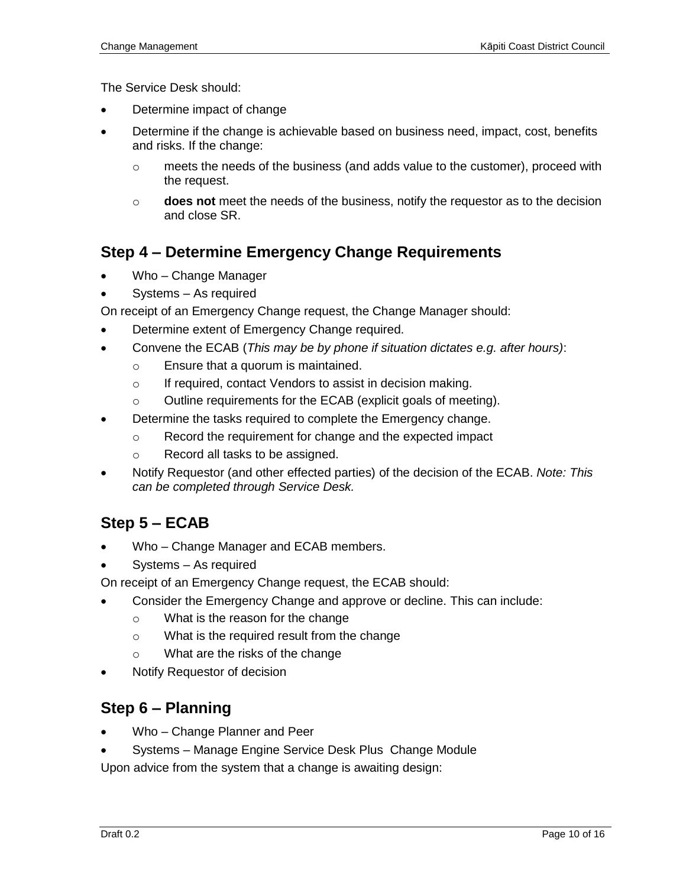The Service Desk should:

- Determine impact of change
- Determine if the change is achievable based on business need, impact, cost, benefits and risks. If the change:
  - meets the needs of the business (and adds value to the customer), proceed with the request.
  - **does not** meet the needs of the business, notify the requestor as to the decision and close SR.

## Step 4 – Determine Emergency Change Requirements

- Who – Change Manager
- Systems – As required

On receipt of an Emergency Change request, the Change Manager should:

- Determine extent of Emergency Change required.
- Convene the ECAB (*This may be by phone if situation dictates e.g. after hours)*:
  - Ensure that a quorum is maintained.
  - If required, contact Vendors to assist in decision making.
  - Outline requirements for the ECAB (explicit goals of meeting).
- Determine the tasks required to complete the Emergency change.
  - Record the requirement for change and the expected impact
  - Record all tasks to be assigned.
- Notify Requestor (and other effected parties) of the decision of the ECAB. *Note: This can be completed through Service Desk.*

## Step 5 – ECAB

- Who – Change Manager and ECAB members.
- Systems – As required

On receipt of an Emergency Change request, the ECAB should:

- Consider the Emergency Change and approve or decline. This can include:
  - What is the reason for the change
  - What is the required result from the change
  - What are the risks of the change
- Notify Requestor of decision

## Step 6 – Planning

- Who – Change Planner and Peer
- Systems – Manage Engine Service Desk Plus Change Module

Upon advice from the system that a change is awaiting design: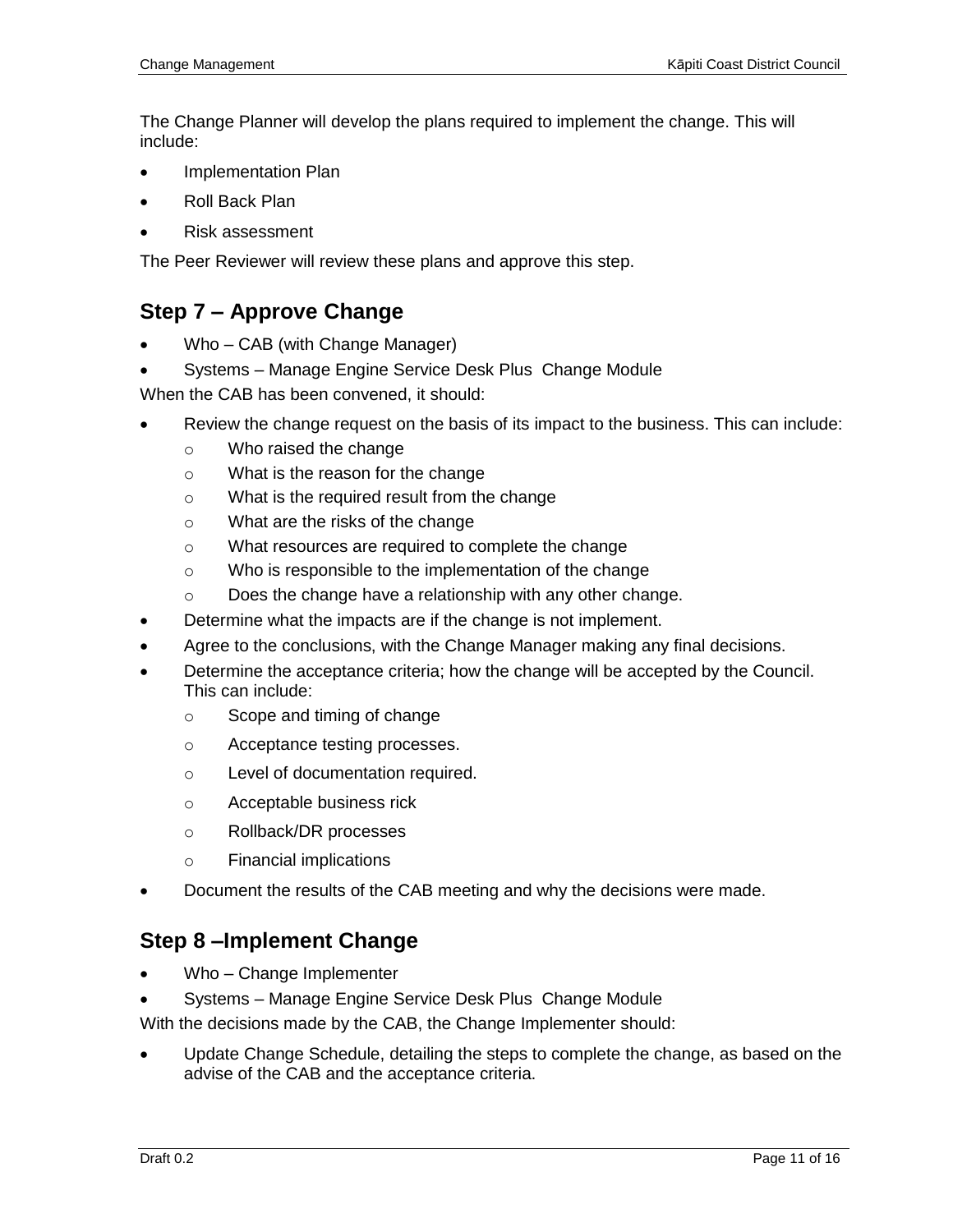The Change Planner will develop the plans required to implement the change. This will include:

- Implementation Plan
- Roll Back Plan
- Risk assessment

The Peer Reviewer will review these plans and approve this step.

## Step 7 – Approve Change

- Who – CAB (with Change Manager)
- Systems – Manage Engine Service Desk Plus Change Module

When the CAB has been convened, it should:

- Review the change request on the basis of its impact to the business. This can include:
  - Who raised the change
  - What is the reason for the change
  - What is the required result from the change
  - What are the risks of the change
  - What resources are required to complete the change
  - Who is responsible to the implementation of the change
  - Does the change have a relationship with any other change.
- Determine what the impacts are if the change is not implement.
- Agree to the conclusions, with the Change Manager making any final decisions.
- Determine the acceptance criteria; how the change will be accepted by the Council. This can include:
  - Scope and timing of change
  - Acceptance testing processes.
  - Level of documentation required.
  - Acceptable business rick
  - Rollback/DR processes
  - Financial implications
- Document the results of the CAB meeting and why the decisions were made.

## Step 8 –Implement Change

- Who – Change Implementer
- Systems – Manage Engine Service Desk Plus Change Module

With the decisions made by the CAB, the Change Implementer should:

- Update Change Schedule, detailing the steps to complete the change, as based on the advise of the CAB and the acceptance criteria.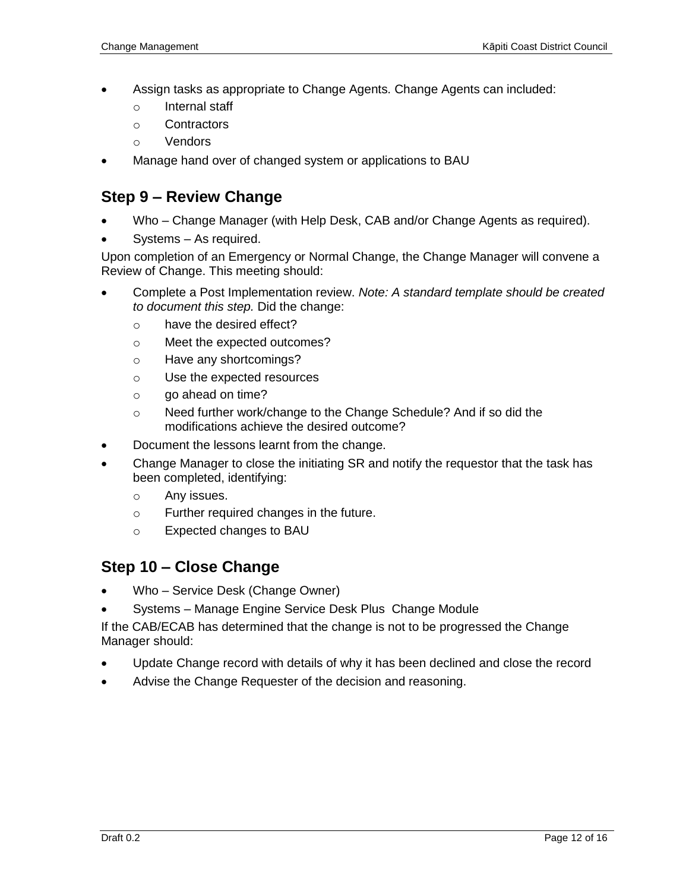- Assign tasks as appropriate to Change Agents. Change Agents can included:
  - Internal staff
  - Contractors
  - Vendors
- Manage hand over of changed system or applications to BAU

## Step 9 – Review Change

- Who – Change Manager (with Help Desk, CAB and/or Change Agents as required).
- Systems – As required.

Upon completion of an Emergency or Normal Change, the Change Manager will convene a Review of Change. This meeting should:

- Complete a Post Implementation review. *Note: A standard template should be created to document this step.* Did the change:
  - have the desired effect?
  - Meet the expected outcomes?
  - Have any shortcomings?
  - Use the expected resources
  - go ahead on time?
  - Need further work/change to the Change Schedule? And if so did the modifications achieve the desired outcome?
- Document the lessons learnt from the change.
- Change Manager to close the initiating SR and notify the requestor that the task has been completed, identifying:
  - Any issues.
  - Further required changes in the future.
  - Expected changes to BAU

## Step 10 – Close Change

- Who – Service Desk (Change Owner)
- Systems – Manage Engine Service Desk Plus Change Module

If the CAB/ECAB has determined that the change is not to be progressed the Change Manager should:

- Update Change record with details of why it has been declined and close the record
- Advise the Change Requester of the decision and reasoning.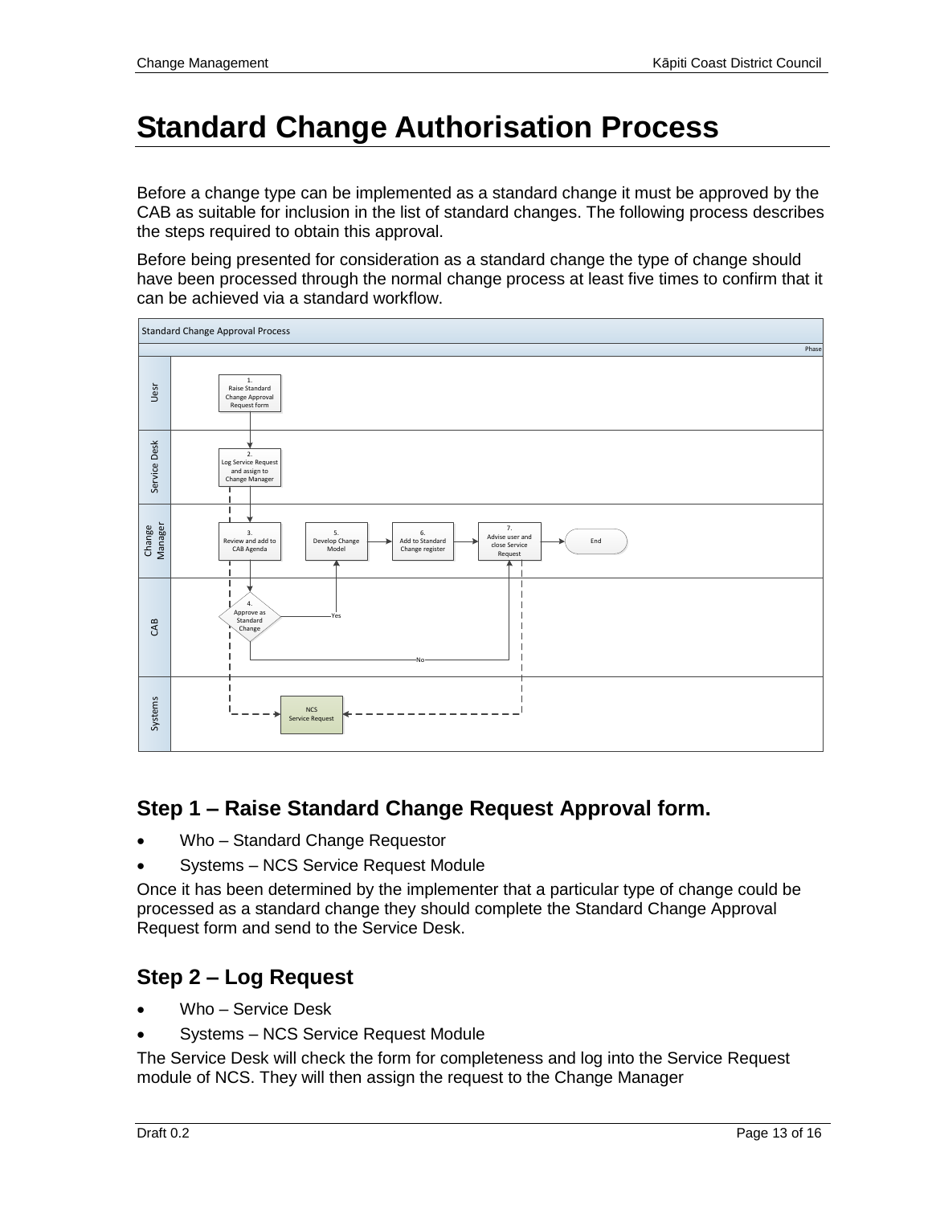# Standard Change Authorisation Process

Before a change type can be implemented as a standard change it must be approved by the CAB as suitable for inclusion in the list of standard changes. The following process describes the steps required to obtain this approval.

Before being presented for consideration as a standard change the type of change should have been processed through the normal change process at least five times to confirm that it can be achieved via a standard workflow.

Standard Change Approval Process

Phase

Uesr

1. Raise Standard Change Approval Request form

Service Desk

2. Log Service Request and assign to Change Manager

Change Manager

3. Review and add to CAB Agenda

5. Develop Change Model

6. Add to Standard Change register

7. Advise user and close Service Request

End

CAB

4. Approve as Standard Change

Yes

No

Systems

NCS Service Request

## Step 1 – Raise Standard Change Request Approval form.

- Who – Standard Change Requestor
- Systems – NCS Service Request Module

Once it has been determined by the implementer that a particular type of change could be processed as a standard change they should complete the Standard Change Approval Request form and send to the Service Desk.

## Step 2 – Log Request

- Who – Service Desk
- Systems – NCS Service Request Module

The Service Desk will check the form for completeness and log into the Service Request module of NCS. They will then assign the request to the Change Manager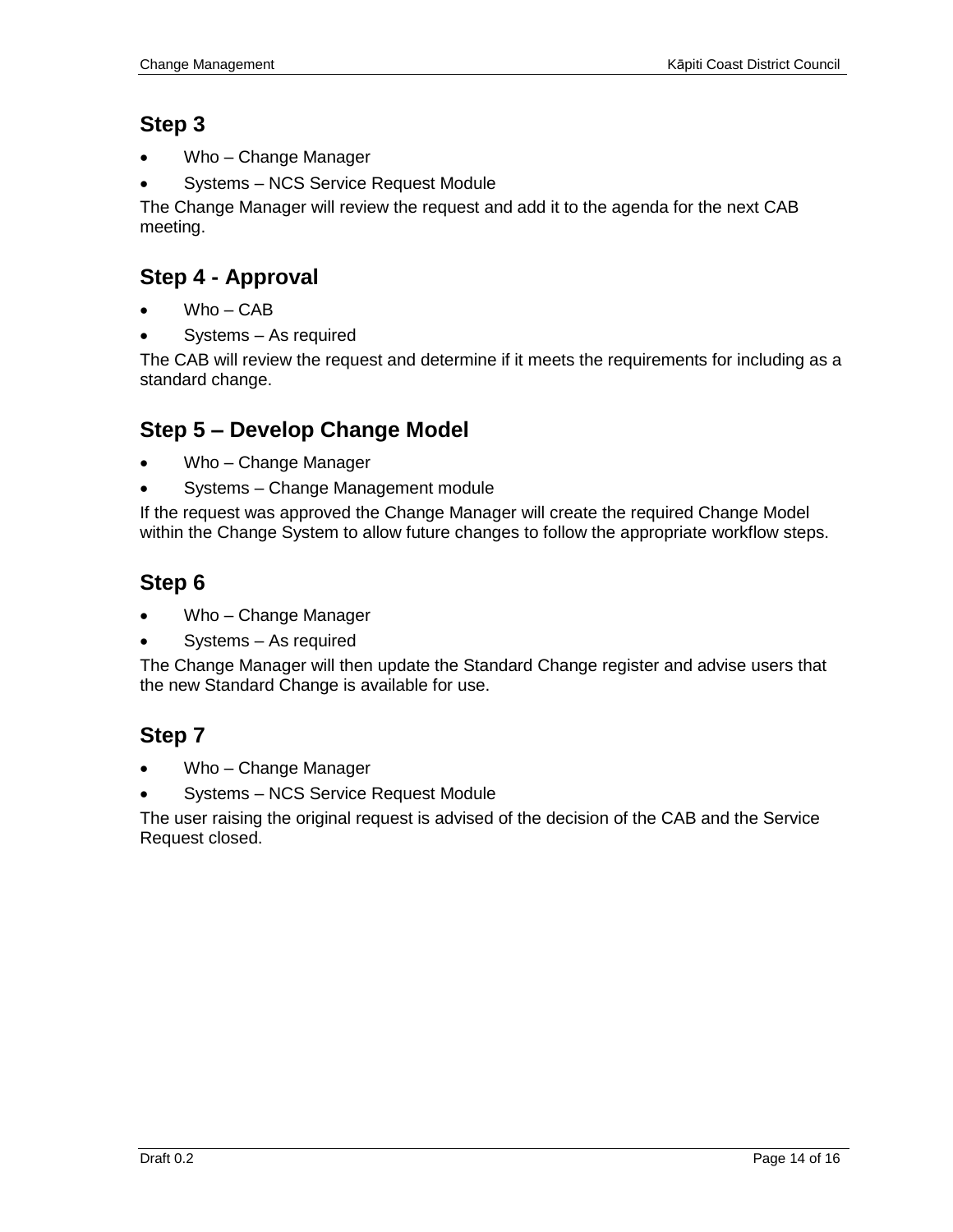## Step 3

- Who – Change Manager
- Systems – NCS Service Request Module

The Change Manager will review the request and add it to the agenda for the next CAB meeting.

## Step 4 - Approval

- Who – CAB
- Systems – As required

The CAB will review the request and determine if it meets the requirements for including as a standard change.

## Step 5 – Develop Change Model

- Who – Change Manager
- Systems – Change Management module

If the request was approved the Change Manager will create the required Change Model within the Change System to allow future changes to follow the appropriate workflow steps.

## Step 6

- Who – Change Manager
- Systems – As required

The Change Manager will then update the Standard Change register and advise users that the new Standard Change is available for use.

## Step 7

- Who – Change Manager
- Systems – NCS Service Request Module

The user raising the original request is advised of the decision of the CAB and the Service Request closed.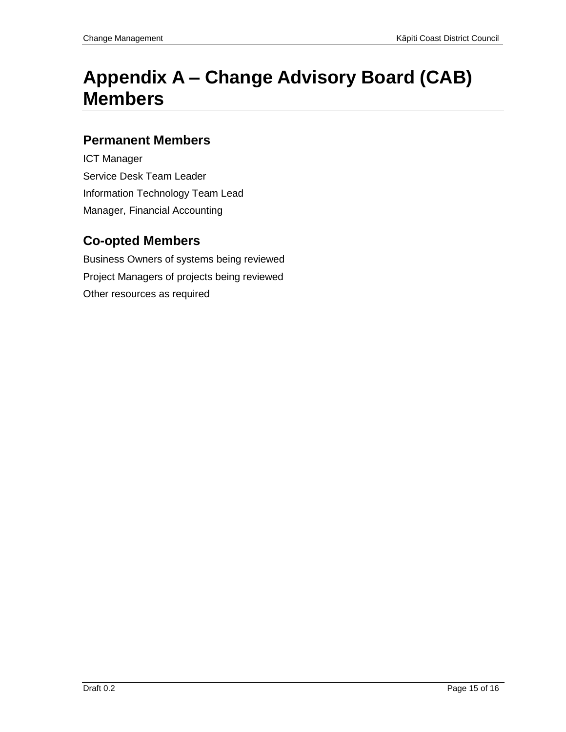# Appendix A – Change Advisory Board (CAB) Members

## Permanent Members

ICT Manager

Service Desk Team Leader

Information Technology Team Lead

Manager, Financial Accounting

## Co-opted Members

Business Owners of systems being reviewed

Project Managers of projects being reviewed

Other resources as required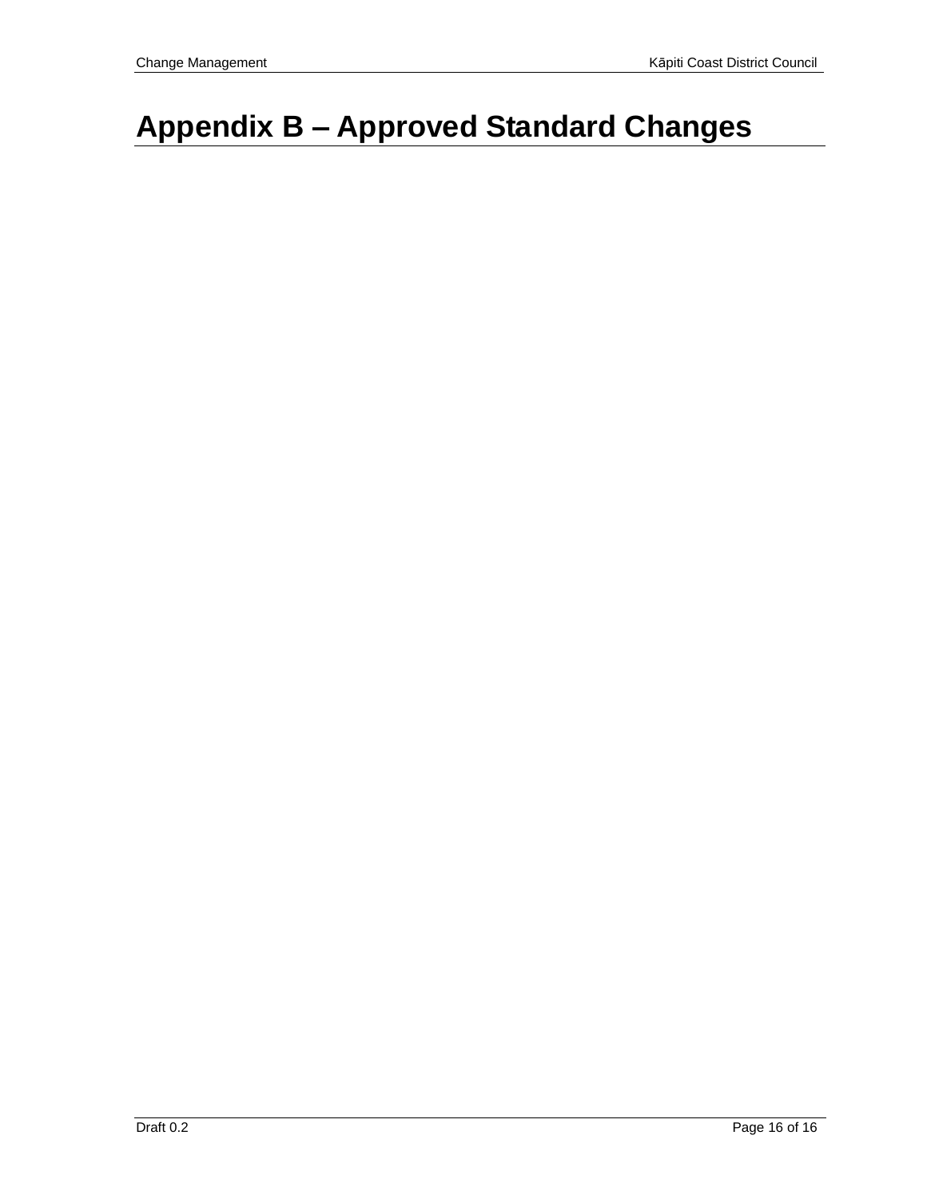# Appendix B – Approved Standard Changes